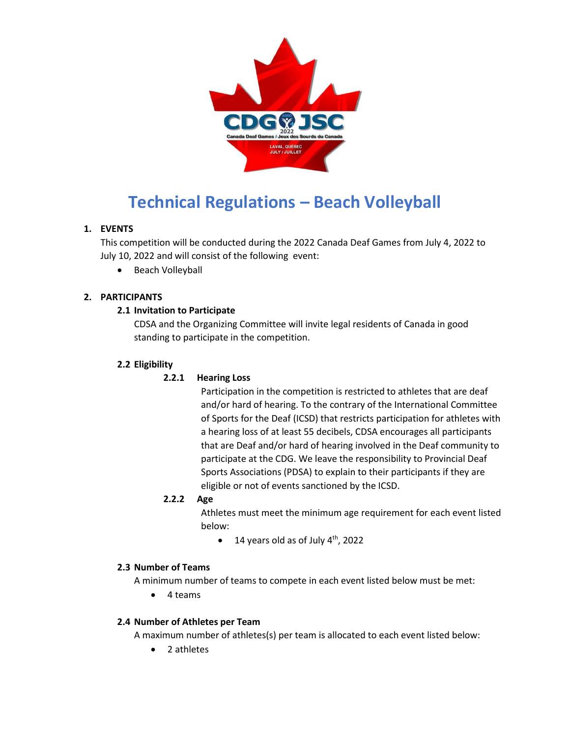# Technical Regulations – Beach Volleyball

## 1. EVENTS

This competition will be conducted during the 2022 Canada Deaf Games from July 4, 2022 to July 10, 2022 and will consist of the following event:

- Beach Volleyball

## 2. PARTICIPANTS

### 2.1 Invitation to Participate

CDSA and the Organizing Committee will invite legal residents of Canada in good standing to participate in the competition.

### 2.2 Eligibility

#### 2.2.1 Hearing Loss

Participation in the competition is restricted to athletes that are deaf and/or hard of hearing. To the contrary of the International Committee of Sports for the Deaf (ICSD) that restricts participation for athletes with a hearing loss of at least 55 decibels, CDSA encourages all participants that are Deaf and/or hard of hearing involved in the Deaf community to participate at the CDG. We leave the responsibility to Provincial Deaf Sports Associations (PDSA) to explain to their participants if they are eligible or not of events sanctioned by the ICSD.

#### 2.2.2 Age

Athletes must meet the minimum age requirement for each event listed below:

- 14 years old as of July 4th, 2022

### 2.3 Number of Teams

A minimum number of teams to compete in each event listed below must be met:

- 4 teams

### 2.4 Number of Athletes per Team

A maximum number of athletes(s) per team is allocated to each event listed below:

- 2 athletes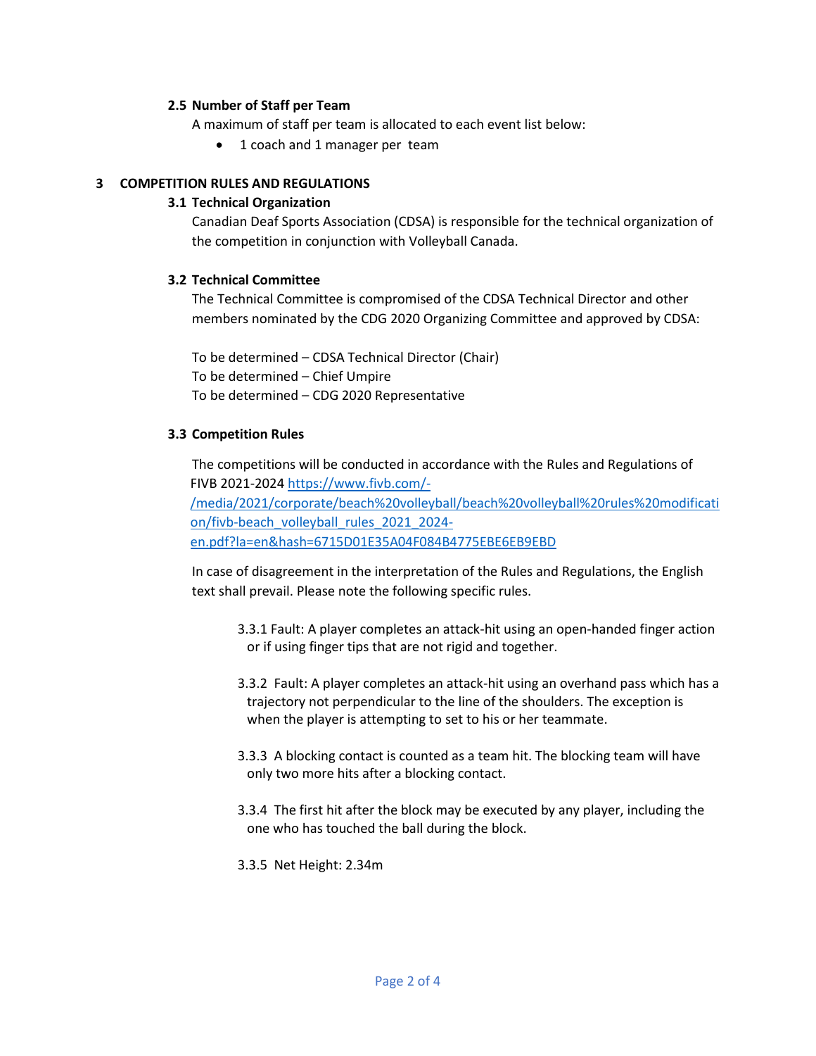### 2.5 Number of Staff per Team

A maximum of staff per team is allocated to each event list below:

- 1 coach and 1 manager per team

## 3 COMPETITION RULES AND REGULATIONS

### 3.1 Technical Organization

Canadian Deaf Sports Association (CDSA) is responsible for the technical organization of the competition in conjunction with Volleyball Canada.

### 3.2 Technical Committee

The Technical Committee is compromised of the CDSA Technical Director and other members nominated by the CDG 2020 Organizing Committee and approved by CDSA:

To be determined – CDSA Technical Director (Chair)
To be determined – Chief Umpire
To be determined – CDG 2020 Representative

### 3.3 Competition Rules

The competitions will be conducted in accordance with the Rules and Regulations of FIVB 2021-2024 [https://www.fivb.com/-/media/2021/corporate/beach%20volleyball/beach%20volleyball%20rules%20modification/fivb-beach_volleyball_rules_2021_2024-en.pdf?la=en&hash=6715D01E35A04F084B4775EBE6EB9EBD](https://www.fivb.com/-/media/2021/corporate/beach%20volleyball/beach%20volleyball%20rules%20modification/fivb-beach_volleyball_rules_2021_2024-en.pdf?la=en&hash=6715D01E35A04F084B4775EBE6EB9EBD)

In case of disagreement in the interpretation of the Rules and Regulations, the English text shall prevail. Please note the following specific rules.

3.3.1 Fault: A player completes an attack-hit using an open-handed finger action or if using finger tips that are not rigid and together.

3.3.2 Fault: A player completes an attack-hit using an overhand pass which has a trajectory not perpendicular to the line of the shoulders. The exception is when the player is attempting to set to his or her teammate.

3.3.3 A blocking contact is counted as a team hit. The blocking team will have only two more hits after a blocking contact.

3.3.4 The first hit after the block may be executed by any player, including the one who has touched the ball during the block.

3.3.5 Net Height: 2.34m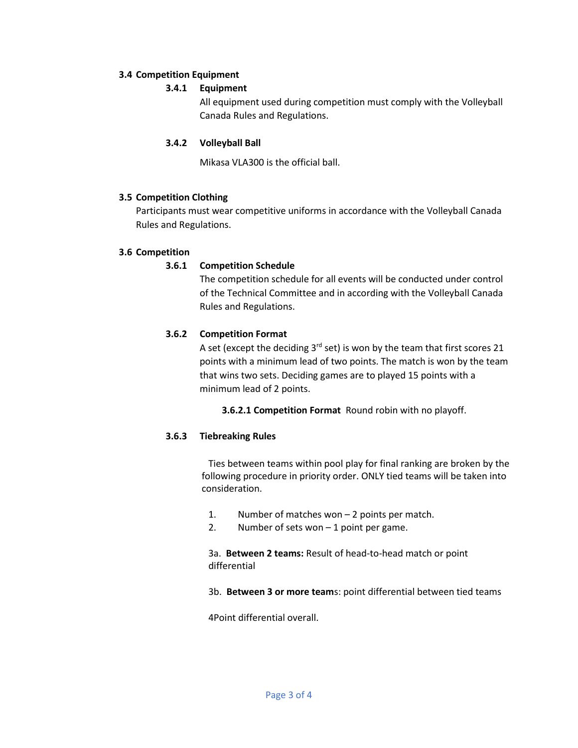**3.4 Competition Equipment**

**3.4.1 Equipment**

All equipment used during competition must comply with the Volleyball Canada Rules and Regulations.

**3.4.2 Volleyball Ball**

Mikasa VLA300 is the official ball.

**3.5 Competition Clothing**

Participants must wear competitive uniforms in accordance with the Volleyball Canada Rules and Regulations.

**3.6 Competition**

**3.6.1 Competition Schedule**

The competition schedule for all events will be conducted under control of the Technical Committee and in according with the Volleyball Canada Rules and Regulations.

**3.6.2 Competition Format**

A set (except the deciding 3rd set) is won by the team that first scores 21 points with a minimum lead of two points. The match is won by the team that wins two sets. Deciding games are to played 15 points with a minimum lead of 2 points.

**3.6.2.1 Competition Format** Round robin with no playoff.

**3.6.3 Tiebreaking Rules**

Ties between teams within pool play for final ranking are broken by the following procedure in priority order. ONLY tied teams will be taken into consideration.

1. Number of matches won – 2 points per match.
2. Number of sets won – 1 point per game.

3a. **Between 2 teams:** Result of head-to-head match or point differential

3b. **Between 3 or more team**s: point differential between tied teams

4Point differential overall.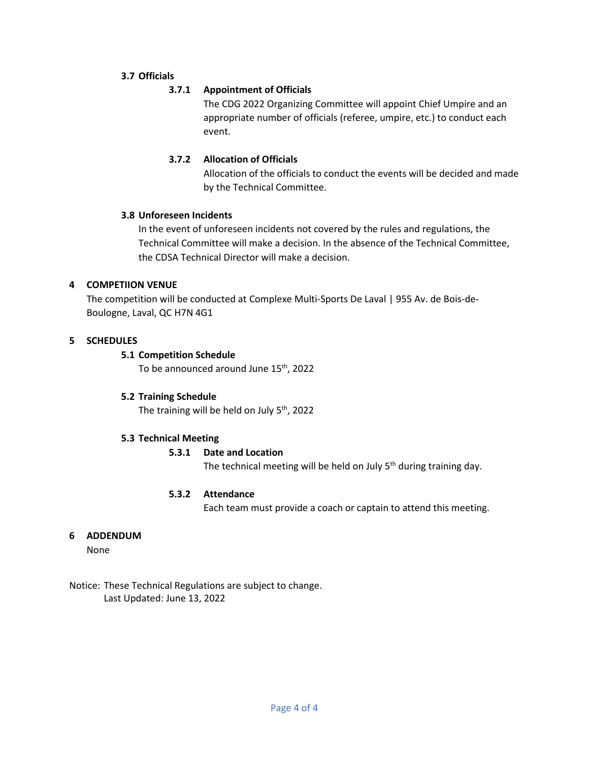### 3.7 Officials

#### 3.7.1 Appointment of Officials

The CDG 2022 Organizing Committee will appoint Chief Umpire and an appropriate number of officials (referee, umpire, etc.) to conduct each event.

#### 3.7.2 Allocation of Officials

Allocation of the officials to conduct the events will be decided and made by the Technical Committee.

### 3.8 Unforeseen Incidents

In the event of unforeseen incidents not covered by the rules and regulations, the Technical Committee will make a decision. In the absence of the Technical Committee, the CDSA Technical Director will make a decision.

## 4 COMPETIION VENUE

The competition will be conducted at Complexe Multi-Sports De Laval | 955 Av. de Bois-de-Boulogne, Laval, QC H7N 4G1

## 5 SCHEDULES

### 5.1 Competition Schedule

To be announced around June 15th, 2022

### 5.2 Training Schedule

The training will be held on July 5th, 2022

### 5.3 Technical Meeting

#### 5.3.1 Date and Location

The technical meeting will be held on July 5th during training day.

#### 5.3.2 Attendance

Each team must provide a coach or captain to attend this meeting.

## 6 ADDENDUM

None

Notice: These Technical Regulations are subject to change.
Last Updated: June 13, 2022